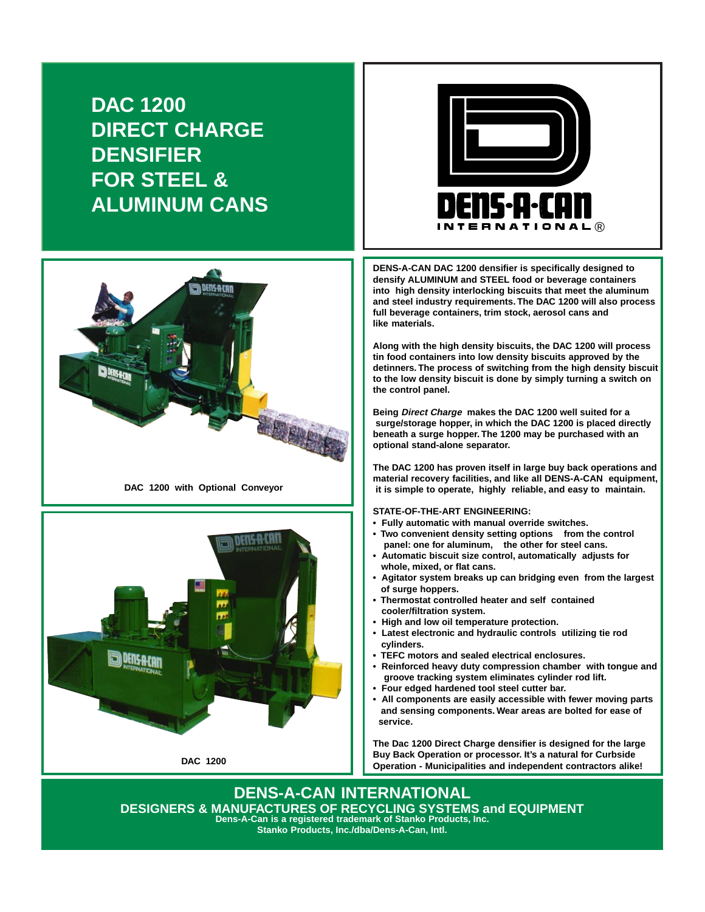# DAC 1200 DIRECT CHARGE DENSIFIER FOR STEEL & ALUMINUM CANS

DENS-A-CAN INTERNATIONAL®

DAC 1200 with Optional Conveyor

DAC 1200

**DENS-A-CAN DAC 1200 densifier is specifically designed to densify ALUMINUM and STEEL food or beverage containers into high density interlocking biscuits that meet the aluminum and steel industry requirements. The DAC 1200 will also process full beverage containers, trim stock, aerosol cans and like materials.**

**Along with the high density biscuits, the DAC 1200 will process tin food containers into low density biscuits approved by the detinners. The process of switching from the high density biscuit to the low density biscuit is done by simply turning a switch on the control panel.**

**Being *Direct Charge* makes the DAC 1200 well suited for a surge/storage hopper, in which the DAC 1200 is placed directly beneath a surge hopper. The 1200 may be purchased with an optional stand-alone separator.**

**The DAC 1200 has proven itself in large buy back operations and material recovery facilities, and like all DENS-A-CAN equipment, it is simple to operate, highly reliable, and easy to maintain.**

**STATE-OF-THE-ART ENGINEERING:**

- **Fully automatic with manual override switches.**
- **Two convenient density setting options from the control panel: one for aluminum, the other for steel cans.**
- **Automatic biscuit size control, automatically adjusts for whole, mixed, or flat cans.**
- **Agitator system breaks up can bridging even from the largest of surge hoppers.**
- **Thermostat controlled heater and self contained cooler/filtration system.**
- **High and low oil temperature protection.**
- **Latest electronic and hydraulic controls utilizing tie rod cylinders.**
- **TEFC motors and sealed electrical enclosures.**
- **Reinforced heavy duty compression chamber with tongue and groove tracking system eliminates cylinder rod lift.**
- **Four edged hardened tool steel cutter bar.**
- **All components are easily accessible with fewer moving parts and sensing components. Wear areas are bolted for ease of service.**

**The Dac 1200 Direct Charge densifier is designed for the large Buy Back Operation or processor. It's a natural for Curbside Operation - Municipalities and independent contractors alike!**

## DENS-A-CAN INTERNATIONAL

### DESIGNERS & MANUFACTURES OF RECYCLING SYSTEMS and EQUIPMENT

**Dens-A-Can is a registered trademark of Stanko Products, Inc.**
**Stanko Products, Inc./dba/Dens-A-Can, Intl.**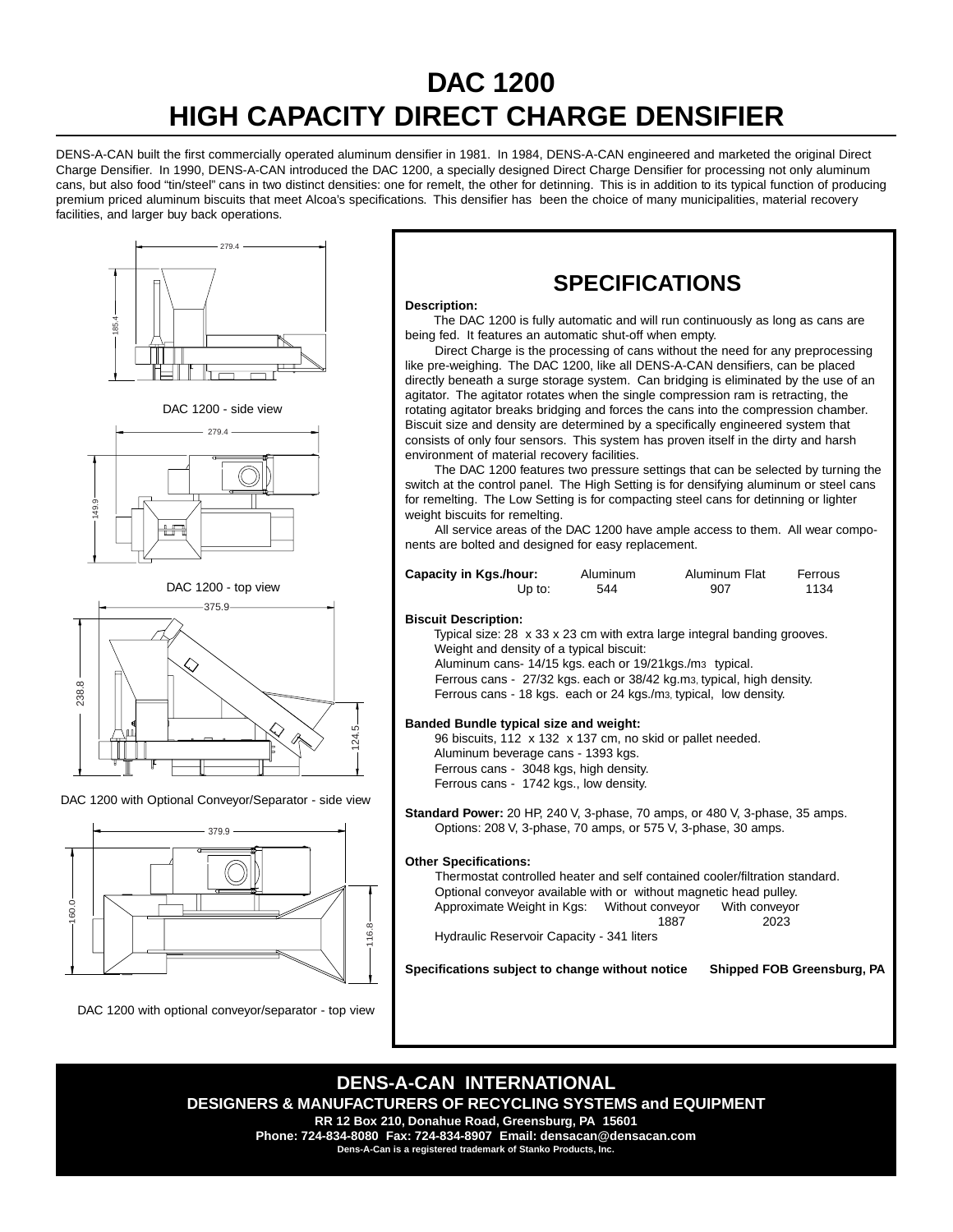# DAC 1200
# HIGH CAPACITY DIRECT CHARGE DENSIFIER

DENS-A-CAN built the first commercially operated aluminum densifier in 1981. In 1984, DENS-A-CAN engineered and marketed the original Direct Charge Densifier. In 1990, DENS-A-CAN introduced the DAC 1200, a specially designed Direct Charge Densifier for processing not only aluminum cans, but also food "tin/steel" cans in two distinct densities: one for remelt, the other for detinning. This is in addition to its typical function of producing premium priced aluminum biscuits that meet Alcoa's specifications. This densifier has been the choice of many municipalities, material recovery facilities, and larger buy back operations.

279.4

185.4

DAC 1200 - side view

279.4

149.9

DAC 1200 - top view

375.9

238.8

124.5

DAC 1200 with Optional Conveyor/Separator - side view

379.9

160.0

116.8

DAC 1200 with optional conveyor/separator - top view

## SPECIFICATIONS

**Description:**

The DAC 1200 is fully automatic and will run continuously as long as cans are being fed. It features an automatic shut-off when empty.

Direct Charge is the processing of cans without the need for any preprocessing like pre-weighing. The DAC 1200, like all DENS-A-CAN densifiers, can be placed directly beneath a surge storage system. Can bridging is eliminated by the use of an agitator. The agitator rotates when the single compression ram is retracting, the rotating agitator breaks bridging and forces the cans into the compression chamber. Biscuit size and density are determined by a specifically engineered system that consists of only four sensors. This system has proven itself in the dirty and harsh environment of material recovery facilities.

The DAC 1200 features two pressure settings that can be selected by turning the switch at the control panel. The High Setting is for densifying aluminum or steel cans for remelting. The Low Setting is for compacting steel cans for detinning or lighter weight biscuits for remelting.

All service areas of the DAC 1200 have ample access to them. All wear components are bolted and designed for easy replacement.

| **Capacity in Kgs./hour:** | Aluminum | Aluminum Flat | Ferrous |
|---|---|---|---|
| Up to: | 544 | 907 | 1134 |

**Biscuit Description:**

Typical size: 28 x 33 x 23 cm with extra large integral banding grooves.
Weight and density of a typical biscuit:
Aluminum cans- 14/15 kgs. each or 19/21kgs./m3 typical.
Ferrous cans - 27/32 kgs. each or 38/42 kg.m3, typical, high density.
Ferrous cans - 18 kgs. each or 24 kgs./m3, typical, low density.

**Banded Bundle typical size and weight:**

96 biscuits, 112 x 132 x 137 cm, no skid or pallet needed.
Aluminum beverage cans - 1393 kgs.
Ferrous cans - 3048 kgs, high density.
Ferrous cans - 1742 kgs., low density.

**Standard Power:** 20 HP, 240 V, 3-phase, 70 amps, or 480 V, 3-phase, 35 amps.
Options: 208 V, 3-phase, 70 amps, or 575 V, 3-phase, 30 amps.

**Other Specifications:**

Thermostat controlled heater and self contained cooler/filtration standard.
Optional conveyor available with or without magnetic head pulley.

| Approximate Weight in Kgs: | Without conveyor | With conveyor |
|---|---|---|
| | 1887 | 2023 |

Hydraulic Reservoir Capacity - 341 liters

**Specifications subject to change without notice** **Shipped FOB Greensburg, PA**

**DENS-A-CAN INTERNATIONAL**
**DESIGNERS & MANUFACTURERS OF RECYCLING SYSTEMS and EQUIPMENT**
**RR 12 Box 210, Donahue Road, Greensburg, PA 15601**
**Phone: 724-834-8080 Fax: 724-834-8907 Email: densacan@densacan.com**
**Dens-A-Can is a registered trademark of Stanko Products, Inc.**